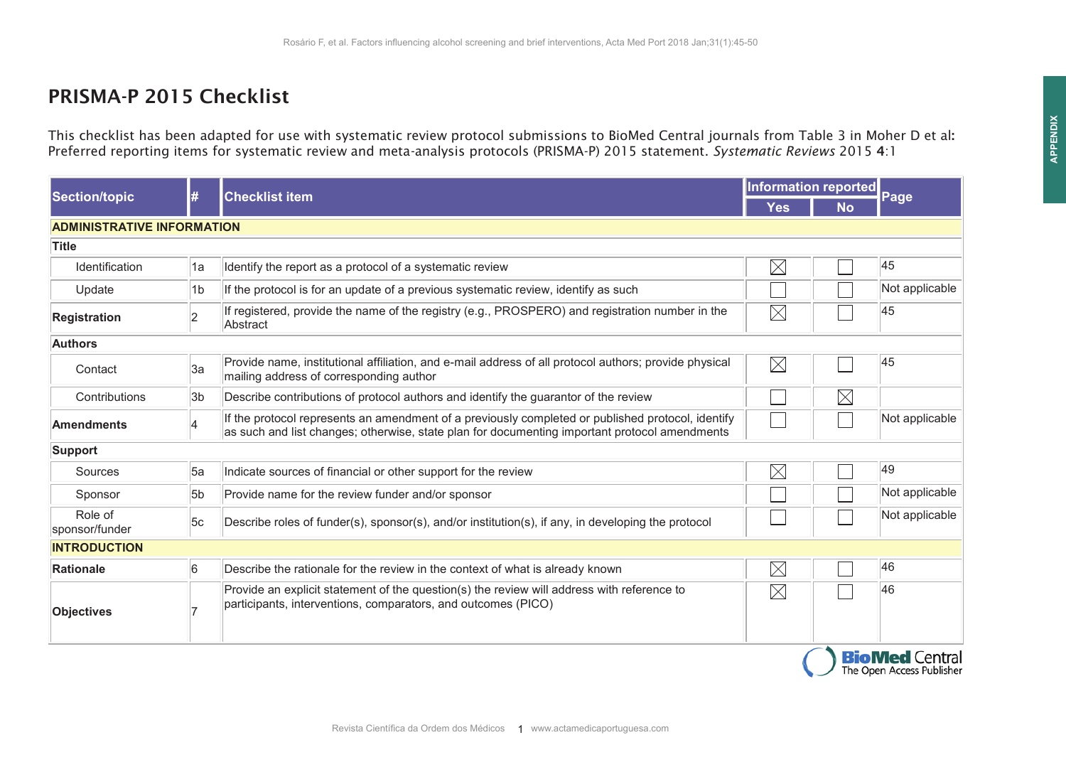# PRISMA-P 2015 Checklist

This checklist has been adapted for use with systematic review protocol submissions to BioMed Central journals from Table 3 in Moher D et al: Preferred reporting items for systematic review and meta-analysis protocols (PRISMA-P) 2015 statement. *Systematic Reviews* 2015 **4**:1

| Section/topic | # | Checklist item | Information reported | | Page |
|---|---|---|---|---|---|
| | | | Yes | No | |
| **ADMINISTRATIVE INFORMATION** | | | | | |
| **Title** | | | | | |
| Identification | 1a | Identify the report as a protocol of a systematic review | ☒ | ☐ | 45 |
| Update | 1b | If the protocol is for an update of a previous systematic review, identify as such | ☐ | ☐ | Not applicable |
| **Registration** | 2 | If registered, provide the name of the registry (e.g., PROSPERO) and registration number in the Abstract | ☒ | ☐ | 45 |
| **Authors** | | | | | |
| Contact | 3a | Provide name, institutional affiliation, and e-mail address of all protocol authors; provide physical mailing address of corresponding author | ☒ | ☐ | 45 |
| Contributions | 3b | Describe contributions of protocol authors and identify the guarantor of the review | ☐ | ☒ | |
| **Amendments** | 4 | If the protocol represents an amendment of a previously completed or published protocol, identify as such and list changes; otherwise, state plan for documenting important protocol amendments | ☐ | ☐ | Not applicable |
| **Support** | | | | | |
| Sources | 5a | Indicate sources of financial or other support for the review | ☒ | ☐ | 49 |
| Sponsor | 5b | Provide name for the review funder and/or sponsor | ☐ | ☐ | Not applicable |
| Role of sponsor/funder | 5c | Describe roles of funder(s), sponsor(s), and/or institution(s), if any, in developing the protocol | ☐ | ☐ | Not applicable |
| **INTRODUCTION** | | | | | |
| **Rationale** | 6 | Describe the rationale for the review in the context of what is already known | ☒ | ☐ | 46 |
| **Objectives** | 7 | Provide an explicit statement of the question(s) the review will address with reference to participants, interventions, comparators, and outcomes (PICO) | ☒ | ☐ | 46 |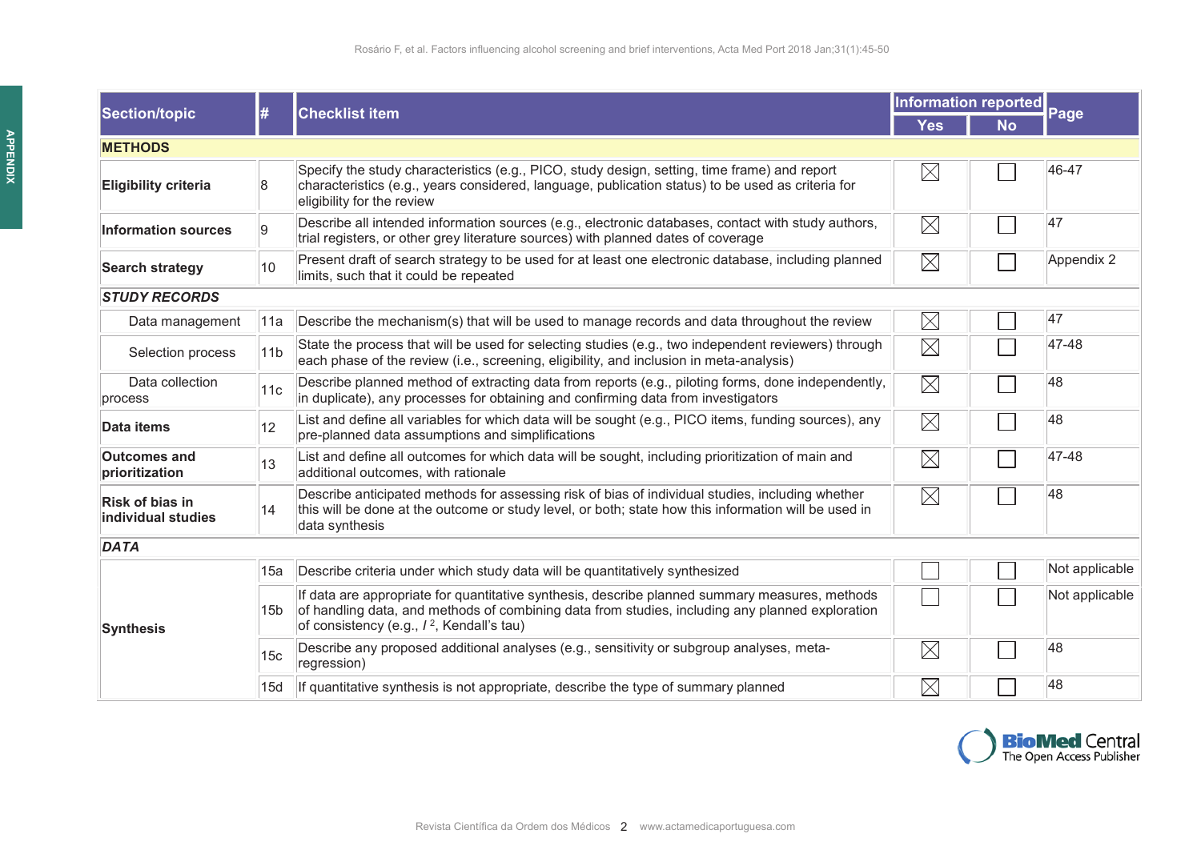| Section/topic | # | Checklist item | Information reported | | Page |
|---|---|---|---|---|---|
| | | | Yes | No | |
| **METHODS** | | | | | |
| **Eligibility criteria** | 8 | Specify the study characteristics (e.g., PICO, study design, setting, time frame) and report characteristics (e.g., years considered, language, publication status) to be used as criteria for eligibility for the review | ☒ | ☐ | 46-47 |
| **Information sources** | 9 | Describe all intended information sources (e.g., electronic databases, contact with study authors, trial registers, or other grey literature sources) with planned dates of coverage | ☒ | ☐ | 47 |
| **Search strategy** | 10 | Present draft of search strategy to be used for at least one electronic database, including planned limits, such that it could be repeated | ☒ | ☐ | Appendix 2 |
| ***STUDY RECORDS*** | | | | | |
| Data management | 11a | Describe the mechanism(s) that will be used to manage records and data throughout the review | ☒ | ☐ | 47 |
| Selection process | 11b | State the process that will be used for selecting studies (e.g., two independent reviewers) through each phase of the review (i.e., screening, eligibility, and inclusion in meta-analysis) | ☒ | ☐ | 47-48 |
| Data collection process | 11c | Describe planned method of extracting data from reports (e.g., piloting forms, done independently, in duplicate), any processes for obtaining and confirming data from investigators | ☒ | ☐ | 48 |
| **Data items** | 12 | List and define all variables for which data will be sought (e.g., PICO items, funding sources), any pre-planned data assumptions and simplifications | ☒ | ☐ | 48 |
| **Outcomes and prioritization** | 13 | List and define all outcomes for which data will be sought, including prioritization of main and additional outcomes, with rationale | ☒ | ☐ | 47-48 |
| **Risk of bias in individual studies** | 14 | Describe anticipated methods for assessing risk of bias of individual studies, including whether this will be done at the outcome or study level, or both; state how this information will be used in data synthesis | ☒ | ☐ | 48 |
| ***DATA*** | | | | | |
| **Synthesis** | 15a | Describe criteria under which study data will be quantitatively synthesized | ☐ | ☐ | Not applicable |
| | 15b | If data are appropriate for quantitative synthesis, describe planned summary measures, methods of handling data, and methods of combining data from studies, including any planned exploration of consistency (e.g., $I^2$, Kendall's tau) | ☐ | ☐ | Not applicable |
| | 15c | Describe any proposed additional analyses (e.g., sensitivity or subgroup analyses, meta-regression) | ☒ | ☐ | 48 |
| | 15d | If quantitative synthesis is not appropriate, describe the type of summary planned | ☒ | ☐ | 48 |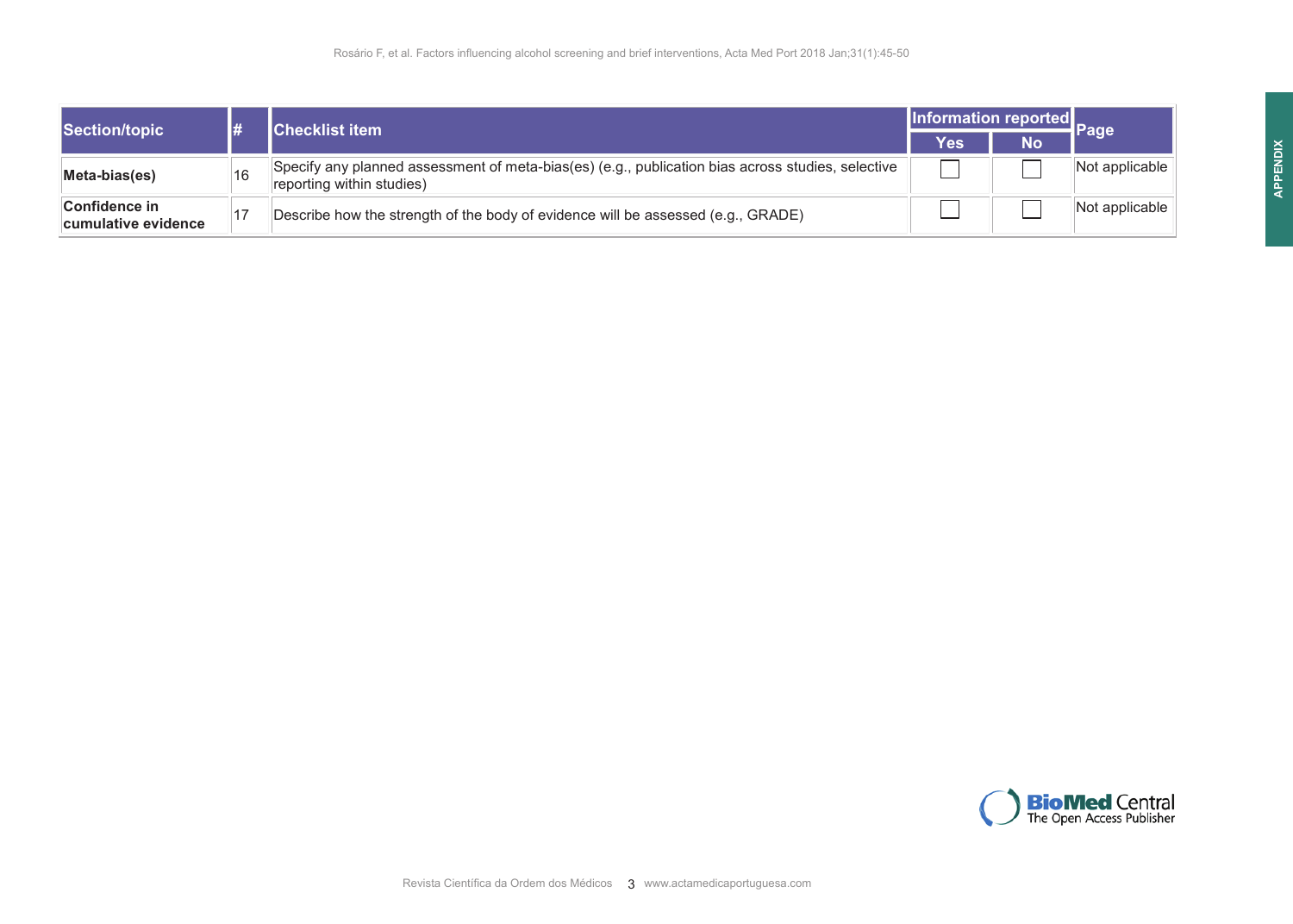| Section/topic | # | Checklist item | Information reported | | Page |
|---|---|---|---|---|---|
| | | | Yes | No | |
| **Meta-bias(es)** | 16 | Specify any planned assessment of meta-bias(es) (e.g., publication bias across studies, selective reporting within studies) | ☐ | ☐ | Not applicable |
| **Confidence in cumulative evidence** | 17 | Describe how the strength of the body of evidence will be assessed (e.g., GRADE) | ☐ | ☐ | Not applicable |